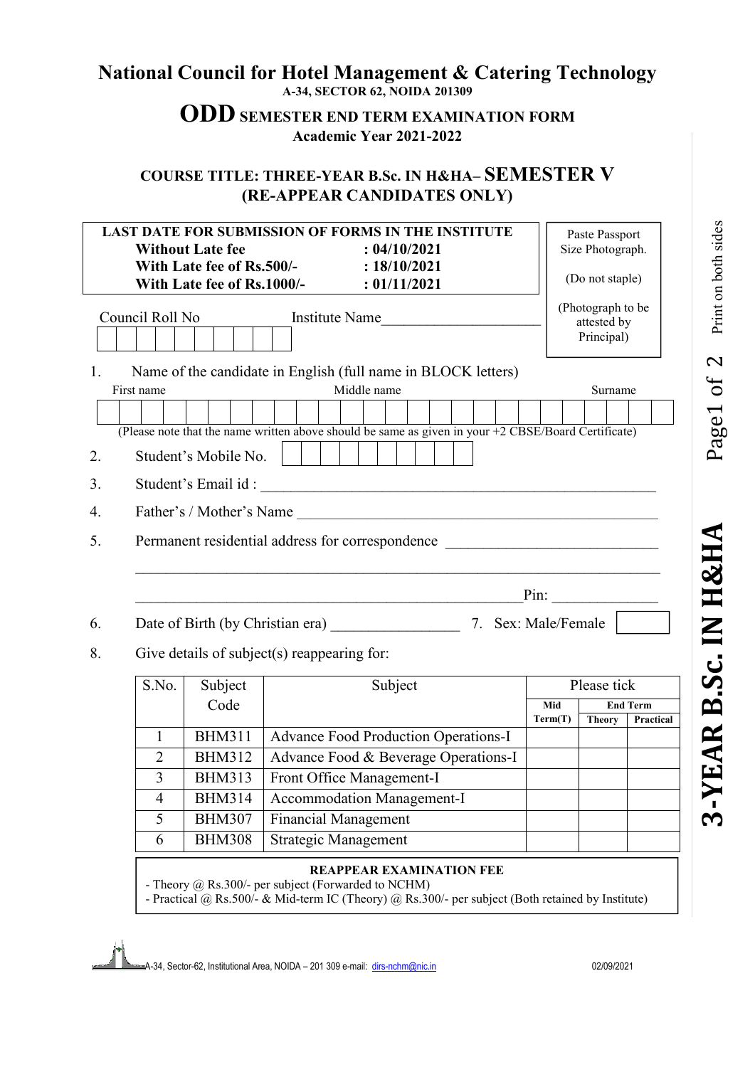# National Council for Hotel Management & Catering Technology

**A-34, SECTOR 62, NOIDA 201309**

## ODD SEMESTER END TERM EXAMINATION FORM

**Academic Year 2021-2022**

### COURSE TITLE: THREE-YEAR B.Sc. IN H&HA– SEMESTER V (RE-APPEAR CANDIDATES ONLY)

| LAST DATE FOR SUBMISSION OF FORMS IN THE INSTITUTE | |
|---|---|
| **Without Late fee** | **: 04/10/2021** |
| **With Late fee of Rs.500/-** | **: 18/10/2021** |
| **With Late fee of Rs.1000/-** | **: 01/11/2021** |

Paste Passport Size Photograph.

(Do not staple)

(Photograph to be attested by Principal)

Council Roll No ____________ Institute Name ____________________

1. Name of the candidate in English (full name in BLOCK letters)

   First name ____________ Middle name ____________ Surname ____________

   (Please note that the name written above should be same as given in your +2 CBSE/Board Certificate)

2. Student's Mobile No. ____________

3. Student's Email id : ____________________________________________

4. Father's / Mother's Name ____________________________________________

5. Permanent residential address for correspondence ____________________________

   ____________________________________________________________

   ____________________________________________ Pin: ____________

6. Date of Birth (by Christian era) ________________ 7. Sex: Male/Female

8. Give details of subject(s) reappearing for:

| S.No. | Subject Code | Subject | Please tick | | |
|---|---|---|---|---|---|
| | | | **Mid Term(T)** | **End Term** | |
| | | | | **Theory** | **Practical** |
| 1 | BHM311 | Advance Food Production Operations-I | | | |
| 2 | BHM312 | Advance Food & Beverage Operations-I | | | |
| 3 | BHM313 | Front Office Management-I | | | |
| 4 | BHM314 | Accommodation Management-I | | | |
| 5 | BHM307 | Financial Management | | | |
| 6 | BHM308 | Strategic Management | | | |

**REAPPEAR EXAMINATION FEE**

- Theory @ Rs.300/- per subject (Forwarded to NCHM)
- Practical @ Rs.500/- & Mid-term IC (Theory) @ Rs.300/- per subject (Both retained by Institute)

A-34, Sector-62, Institutional Area, NOIDA – 201 309 e-mail: dirs-nchm@nic.in 02/09/2021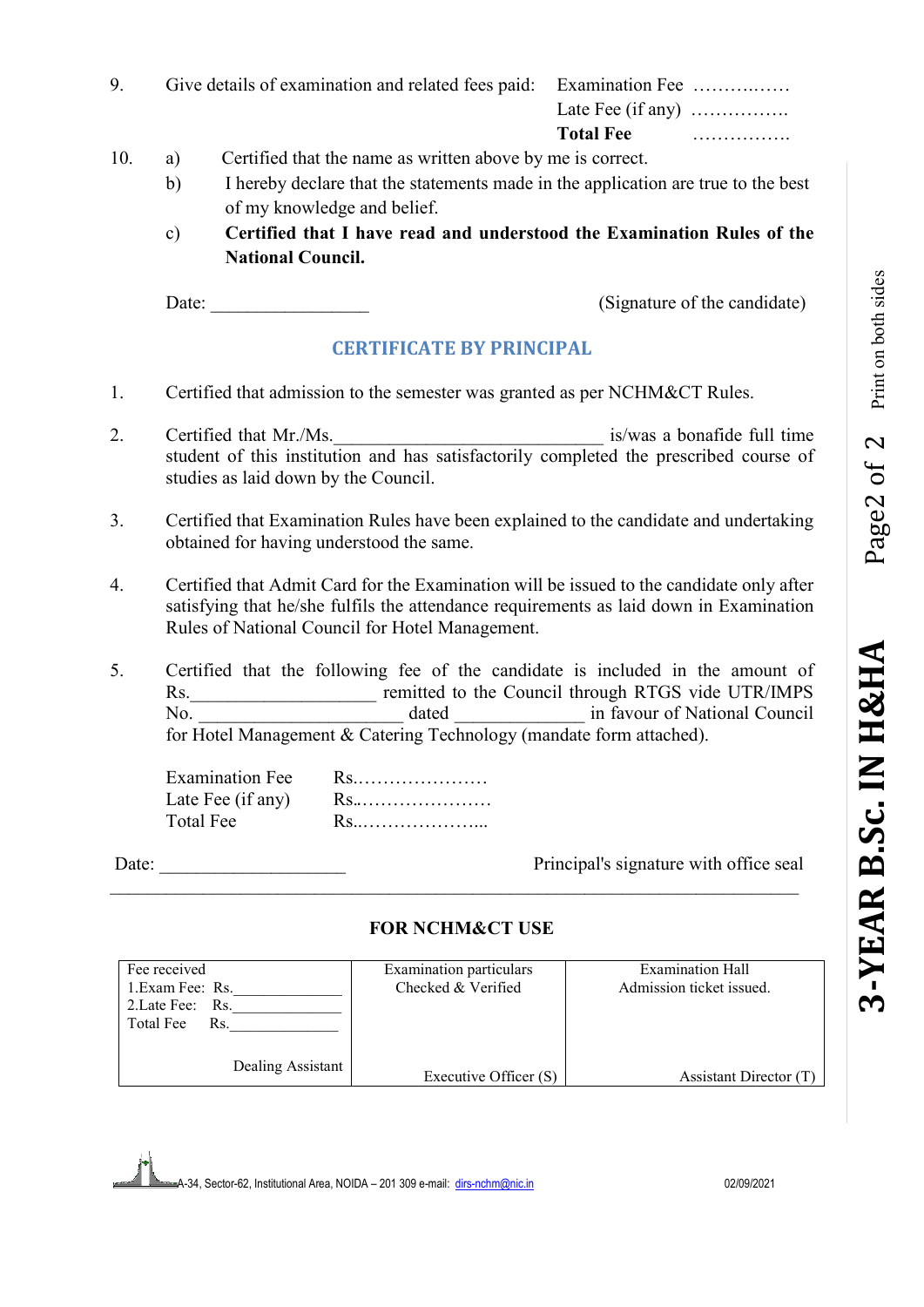9. Give details of examination and related fees paid: Examination Fee …………… 
   Late Fee (if any) …………….
   **Total Fee** …………….

10. a) Certified that the name as written above by me is correct.

    b) I hereby declare that the statements made in the application are true to the best of my knowledge and belief.

    c) **Certified that I have read and understood the Examination Rules of the National Council.**

Date: _________________ (Signature of the candidate)

## CERTIFICATE BY PRINCIPAL

1. Certified that admission to the semester was granted as per NCHM&CT Rules.

2. Certified that Mr./Ms.____________________________ is/was a bonafide full time student of this institution and has satisfactorily completed the prescribed course of studies as laid down by the Council.

3. Certified that Examination Rules have been explained to the candidate and undertaking obtained for having understood the same.

4. Certified that Admit Card for the Examination will be issued to the candidate only after satisfying that he/she fulfils the attendance requirements as laid down in Examination Rules of National Council for Hotel Management.

5. Certified that the following fee of the candidate is included in the amount of Rs.____________________ remitted to the Council through RTGS vide UTR/IMPS No. ______________________ dated ______________ in favour of National Council for Hotel Management & Catering Technology (mandate form attached).

   Examination Fee Rs.…………………
   Late Fee (if any) Rs..…………………
   Total Fee Rs..………………...

Date: ____________________ Principal's signature with office seal

### FOR NCHM&CT USE

| | | |
|---|---|---|
| Fee received<br>1.Exam Fee: Rs._____________<br>2.Late Fee: Rs._____________<br>Total Fee Rs._____________<br><br>Dealing Assistant | Examination particulars<br>Checked & Verified<br><br><br><br>Executive Officer (S) | Examination Hall<br>Admission ticket issued.<br><br><br><br>Assistant Director (T) |

A-34, Sector-62, Institutional Area, NOIDA – 201 309 e-mail: dirs-nchm@nic.in 02/09/2021